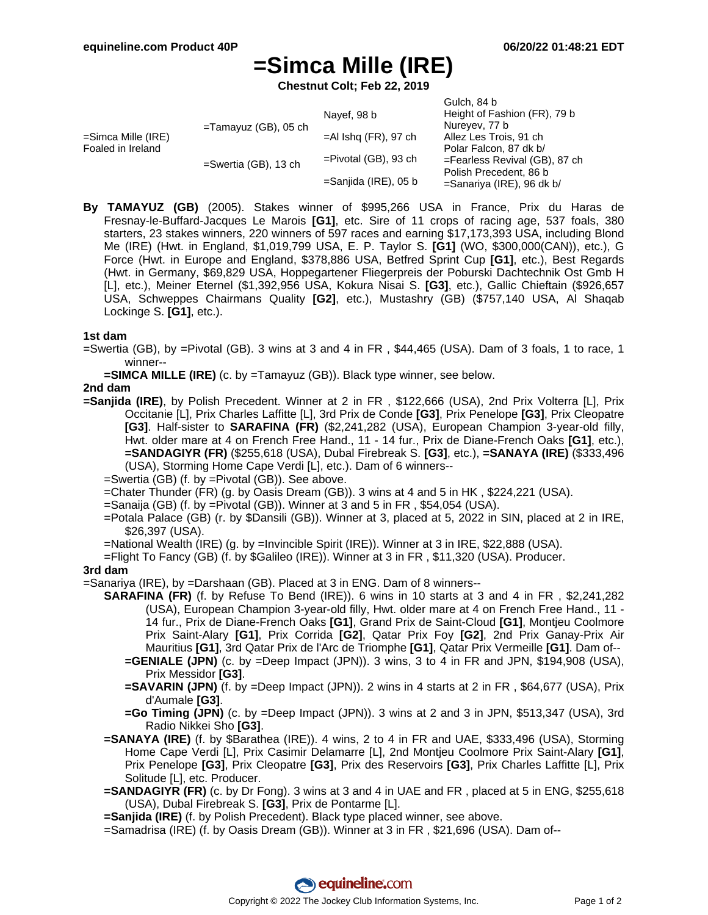# =Simca Mille (IRE)

**Chestnut Colt; Feb 22, 2019**

| | | | |
|---|---|---|---|
| =Simca Mille (IRE) Foaled in Ireland | =Tamayuz (GB), 05 ch | Nayef, 98 b | Gulch, 84 b |
| | | | Height of Fashion (FR), 79 b |
| | | =Al Ishq (FR), 97 ch | Nureyev, 77 b |
| | | | Allez Les Trois, 91 ch |
| | =Swertia (GB), 13 ch | =Pivotal (GB), 93 ch | Polar Falcon, 87 dk b/ |
| | | | =Fearless Revival (GB), 87 ch |
| | | =Sanjida (IRE), 05 b | Polish Precedent, 86 b |
| | | | =Sanariya (IRE), 96 dk b/ |

**By TAMAYUZ (GB)** (2005). Stakes winner of $995,266 USA in France, Prix du Haras de Fresnay-le-Buffard-Jacques Le Marois **[G1]**, etc. Sire of 11 crops of racing age, 537 foals, 380 starters, 23 stakes winners, 220 winners of 597 races and earning $17,173,393 USA, including Blond Me (IRE) (Hwt. in England, $1,019,799 USA, E. P. Taylor S. **[G1]** (WO, $300,000(CAN)), etc.), G Force (Hwt. in Europe and England, $378,886 USA, Betfred Sprint Cup **[G1]**, etc.), Best Regards (Hwt. in Germany, $69,829 USA, Hoppegartener Fliegerpreis der Poburski Dachtechnik Ost Gmb H [L], etc.), Meiner Eternel ($1,392,956 USA, Kokura Nisai S. **[G3]**, etc.), Gallic Chieftain ($926,657 USA, Schweppes Chairmans Quality **[G2]**, etc.), Mustashry (GB) ($757,140 USA, Al Shaqab Lockinge S. **[G1]**, etc.).

### 1st dam

=Swertia (GB), by =Pivotal (GB). 3 wins at 3 and 4 in FR , $44,465 (USA). Dam of 3 foals, 1 to race, 1 winner--

- **=SIMCA MILLE (IRE)** (c. by =Tamayuz (GB)). Black type winner, see below.

### 2nd dam

**=Sanjida (IRE)**, by Polish Precedent. Winner at 2 in FR , $122,666 (USA), 2nd Prix Volterra [L], Prix Occitanie [L], Prix Charles Laffitte [L], 3rd Prix de Conde **[G3]**, Prix Penelope **[G3]**, Prix Cleopatre **[G3]**. Half-sister to **SARAFINA (FR)** ($2,241,282 (USA), European Champion 3-year-old filly, Hwt. older mare at 4 on French Free Hand., 11 - 14 fur., Prix de Diane-French Oaks **[G1]**, etc.), **=SANDAGIYR (FR)** ($255,618 (USA), Dubal Firebreak S. **[G3]**, etc.), **=SANAYA (IRE)** ($333,496 (USA), Storming Home Cape Verdi [L], etc.). Dam of 6 winners--

- =Swertia (GB) (f. by =Pivotal (GB)). See above.
- =Chater Thunder (FR) (g. by Oasis Dream (GB)). 3 wins at 4 and 5 in HK , $224,221 (USA).
- =Sanaija (GB) (f. by =Pivotal (GB)). Winner at 3 and 5 in FR , $54,054 (USA).
- =Potala Palace (GB) (r. by $Dansili (GB)). Winner at 3, placed at 5, 2022 in SIN, placed at 2 in IRE, $26,397 (USA).
- =National Wealth (IRE) (g. by =Invincible Spirit (IRE)). Winner at 3 in IRE, $22,888 (USA).
- =Flight To Fancy (GB) (f. by $Galileo (IRE)). Winner at 3 in FR , $11,320 (USA). Producer.

### 3rd dam

=Sanariya (IRE), by =Darshaan (GB). Placed at 3 in ENG. Dam of 8 winners--

- **SARAFINA (FR)** (f. by Refuse To Bend (IRE)). 6 wins in 10 starts at 3 and 4 in FR , $2,241,282 (USA), European Champion 3-year-old filly, Hwt. older mare at 4 on French Free Hand., 11 - 14 fur., Prix de Diane-French Oaks **[G1]**, Grand Prix de Saint-Cloud **[G1]**, Montjeu Coolmore Prix Saint-Alary **[G1]**, Prix Corrida **[G2]**, Qatar Prix Foy **[G2]**, 2nd Prix Ganay-Prix Air Mauritius **[G1]**, 3rd Qatar Prix de l'Arc de Triomphe **[G1]**, Qatar Prix Vermeille **[G1]**. Dam of--
  - **=GENIALE (JPN)** (c. by =Deep Impact (JPN)). 3 wins, 3 to 4 in FR and JPN, $194,908 (USA), Prix Messidor **[G3]**.
  - **=SAVARIN (JPN)** (f. by =Deep Impact (JPN)). 2 wins in 4 starts at 2 in FR , $64,677 (USA), Prix d'Aumale **[G3]**.
  - **=Go Timing (JPN)** (c. by =Deep Impact (JPN)). 3 wins at 2 and 3 in JPN, $513,347 (USA), 3rd Radio Nikkei Sho **[G3]**.
- **=SANAYA (IRE)** (f. by $Barathea (IRE)). 4 wins, 2 to 4 in FR and UAE, $333,496 (USA), Storming Home Cape Verdi [L], Prix Casimir Delamarre [L], 2nd Montjeu Coolmore Prix Saint-Alary **[G1]**, Prix Penelope **[G3]**, Prix Cleopatre **[G3]**, Prix des Reservoirs **[G3]**, Prix Charles Laffitte [L], Prix Solitude [L], etc. Producer.
- **=SANDAGIYR (FR)** (c. by Dr Fong). 3 wins at 3 and 4 in UAE and FR , placed at 5 in ENG, $255,618 (USA), Dubal Firebreak S. **[G3]**, Prix de Pontarme [L].
- **=Sanjida (IRE)** (f. by Polish Precedent). Black type placed winner, see above.
- =Samadrisa (IRE) (f. by Oasis Dream (GB)). Winner at 3 in FR , $21,696 (USA). Dam of--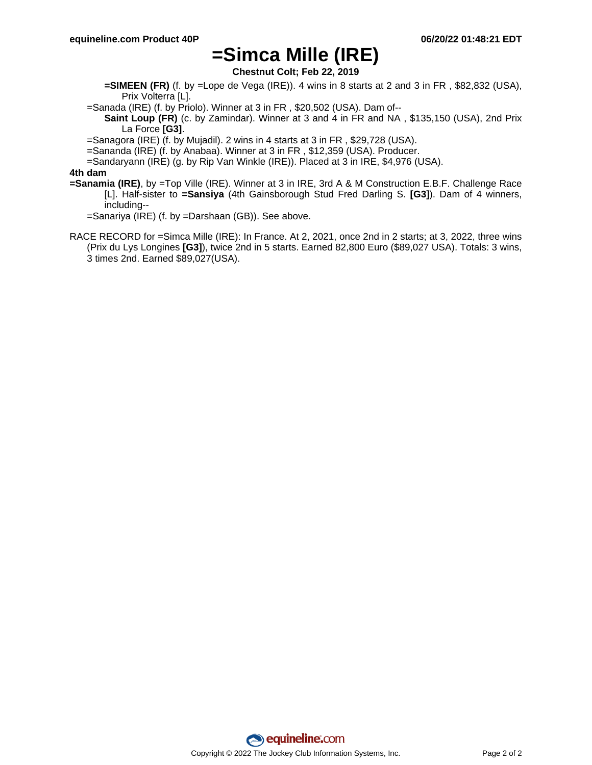# =Simca Mille (IRE)

**Chestnut Colt; Feb 22, 2019**

**=SIMEEN (FR)** (f. by =Lope de Vega (IRE)). 4 wins in 8 starts at 2 and 3 in FR , $82,832 (USA), Prix Volterra [L].

=Sanada (IRE) (f. by Priolo). Winner at 3 in FR , $20,502 (USA). Dam of--

**Saint Loup (FR)** (c. by Zamindar). Winner at 3 and 4 in FR and NA , $135,150 (USA), 2nd Prix La Force **[G3]**.

=Sanagora (IRE) (f. by Mujadil). 2 wins in 4 starts at 3 in FR , $29,728 (USA).

=Sananda (IRE) (f. by Anabaa). Winner at 3 in FR , $12,359 (USA). Producer.

=Sandaryann (IRE) (g. by Rip Van Winkle (IRE)). Placed at 3 in IRE, $4,976 (USA).

**4th dam**

**=Sanamia (IRE)**, by =Top Ville (IRE). Winner at 3 in IRE, 3rd A & M Construction E.B.F. Challenge Race [L]. Half-sister to **=Sansiya** (4th Gainsborough Stud Fred Darling S. **[G3]**). Dam of 4 winners, including--

=Sanariya (IRE) (f. by =Darshaan (GB)). See above.

RACE RECORD for =Simca Mille (IRE): In France. At 2, 2021, once 2nd in 2 starts; at 3, 2022, three wins (Prix du Lys Longines **[G3]**), twice 2nd in 5 starts. Earned 82,800 Euro ($89,027 USA). Totals: 3 wins, 3 times 2nd. Earned $89,027(USA).